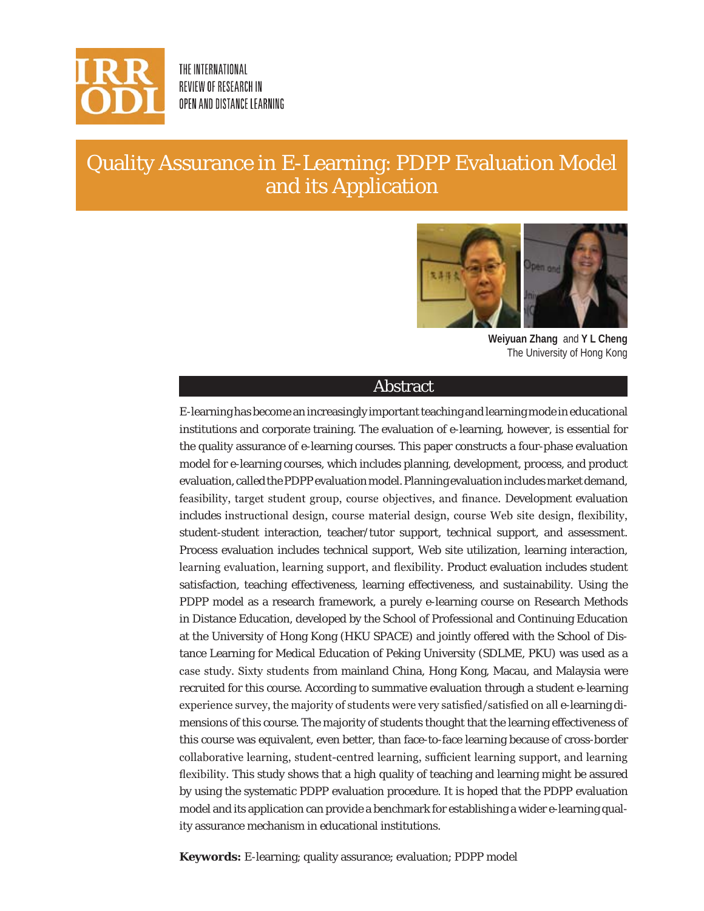THE INTERNATIONAL REVIEW OF RESEARCH IN OPEN AND DISTANCE LEARNING

# Quality Assurance in E-Learning: PDPP Evaluation Model and its Application

**Weiyuan Zhang** and **Y L Cheng**
The University of Hong Kong

## Abstract

E-learning has become an increasingly important teaching and learning mode in educational institutions and corporate training. The evaluation of e-learning, however, is essential for the quality assurance of e-learning courses. This paper constructs a four-phase evaluation model for e-learning courses, which includes planning, development, process, and product evaluation, called the PDPP evaluation model. Planning evaluation includes market demand, feasibility, target student group, course objectives, and finance. Development evaluation includes instructional design, course material design, course Web site design, flexibility, student-student interaction, teacher/tutor support, technical support, and assessment. Process evaluation includes technical support, Web site utilization, learning interaction, learning evaluation, learning support, and flexibility. Product evaluation includes student satisfaction, teaching effectiveness, learning effectiveness, and sustainability. Using the PDPP model as a research framework, a purely e-learning course on Research Methods in Distance Education, developed by the School of Professional and Continuing Education at the University of Hong Kong (HKU SPACE) and jointly offered with the School of Distance Learning for Medical Education of Peking University (SDLME, PKU) was used as a case study. Sixty students from mainland China, Hong Kong, Macau, and Malaysia were recruited for this course. According to summative evaluation through a student e-learning experience survey, the majority of students were very satisfied/satisfied on all e-learning dimensions of this course. The majority of students thought that the learning effectiveness of this course was equivalent, even better, than face-to-face learning because of cross-border collaborative learning, student-centred learning, sufficient learning support, and learning flexibility. This study shows that a high quality of teaching and learning might be assured by using the systematic PDPP evaluation procedure. It is hoped that the PDPP evaluation model and its application can provide a benchmark for establishing a wider e-learning quality assurance mechanism in educational institutions.

**Keywords:** E-learning; quality assurance; evaluation; PDPP model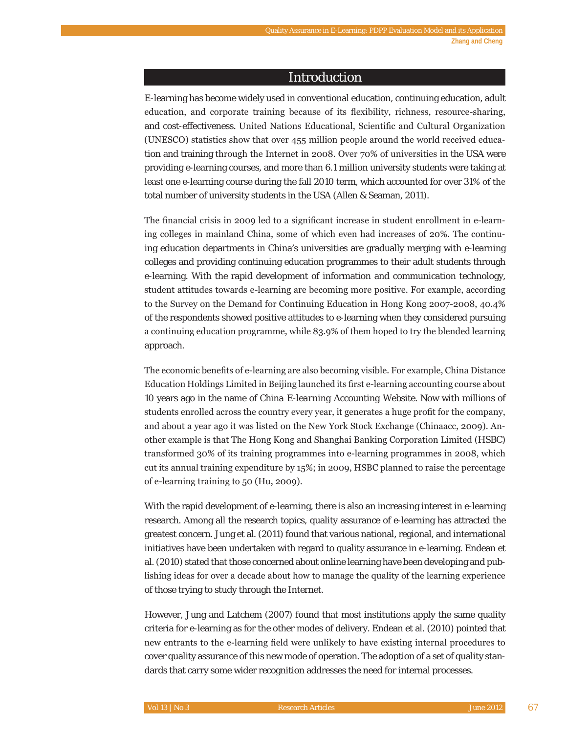## Introduction

E-learning has become widely used in conventional education, continuing education, adult education, and corporate training because of its flexibility, richness, resource-sharing, and cost-effectiveness. United Nations Educational, Scientific and Cultural Organization (UNESCO) statistics show that over 455 million people around the world received education and training through the Internet in 2008. Over 70% of universities in the USA were providing e-learning courses, and more than 6.1 million university students were taking at least one e-learning course during the fall 2010 term, which accounted for over 31% of the total number of university students in the USA (Allen & Seaman, 2011).

The financial crisis in 2009 led to a significant increase in student enrollment in e-learning colleges in mainland China, some of which even had increases of 20%. The continuing education departments in China's universities are gradually merging with e-learning colleges and providing continuing education programmes to their adult students through e-learning. With the rapid development of information and communication technology, student attitudes towards e-learning are becoming more positive. For example, according to the Survey on the Demand for Continuing Education in Hong Kong 2007-2008, 40.4% of the respondents showed positive attitudes to e-learning when they considered pursuing a continuing education programme, while 83.9% of them hoped to try the blended learning approach.

The economic benefits of e-learning are also becoming visible. For example, China Distance Education Holdings Limited in Beijing launched its first e-learning accounting course about 10 years ago in the name of China E-learning Accounting Website. Now with millions of students enrolled across the country every year, it generates a huge profit for the company, and about a year ago it was listed on the New York Stock Exchange (Chinaacc, 2009). Another example is that The Hong Kong and Shanghai Banking Corporation Limited (HSBC) transformed 30% of its training programmes into e-learning programmes in 2008, which cut its annual training expenditure by 15%; in 2009, HSBC planned to raise the percentage of e-learning training to 50 (Hu, 2009).

With the rapid development of e-learning, there is also an increasing interest in e-learning research. Among all the research topics, quality assurance of e-learning has attracted the greatest concern. Jung et al. (2011) found that various national, regional, and international initiatives have been undertaken with regard to quality assurance in e-learning. Endean et al. (2010) stated that those concerned about online learning have been developing and publishing ideas for over a decade about how to manage the quality of the learning experience of those trying to study through the Internet.

However, Jung and Latchem (2007) found that most institutions apply the same quality criteria for e-learning as for the other modes of delivery. Endean et al. (2010) pointed that new entrants to the e-learning field were unlikely to have existing internal procedures to cover quality assurance of this new mode of operation. The adoption of a set of quality standards that carry some wider recognition addresses the need for internal processes.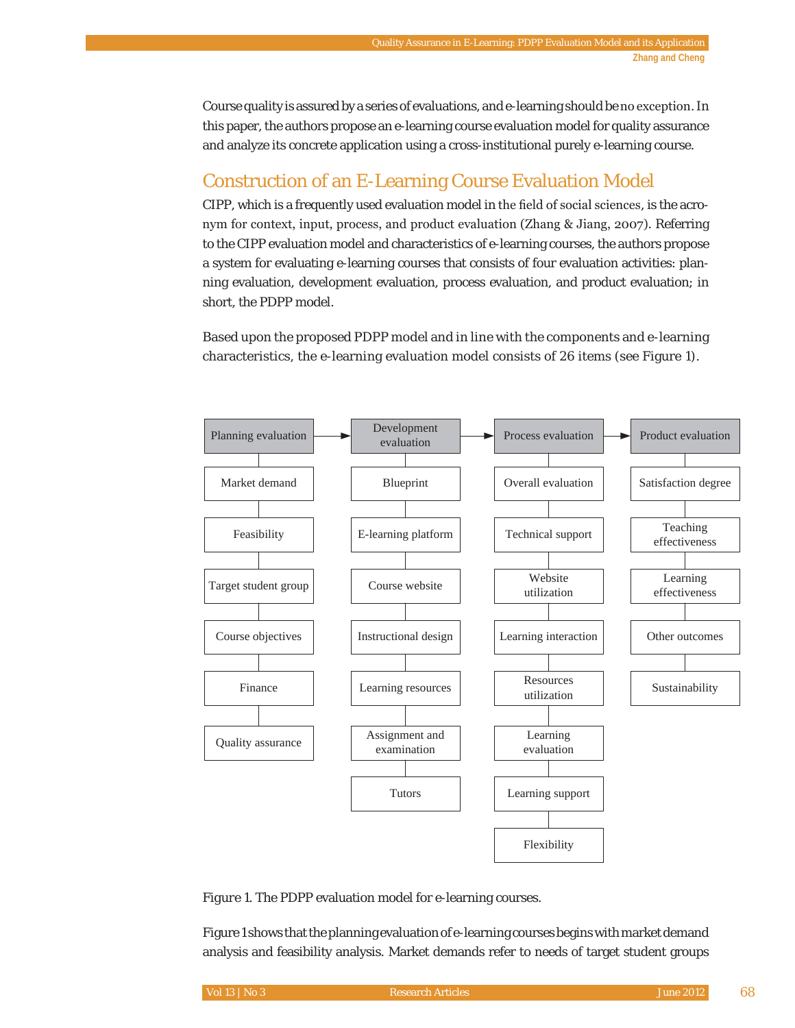Course quality is assured by a series of evaluations, and e-learning should be no exception. In this paper, the authors propose an e-learning course evaluation model for quality assurance and analyze its concrete application using a cross-institutional purely e-learning course.

## Construction of an E-Learning Course Evaluation Model

CIPP, which is a frequently used evaluation model in the field of social sciences, is the acronym for context, input, process, and product evaluation (Zhang & Jiang, 2007). Referring to the CIPP evaluation model and characteristics of e-learning courses, the authors propose a system for evaluating e-learning courses that consists of four evaluation activities: planning evaluation, development evaluation, process evaluation, and product evaluation; in short, the PDPP model.

Based upon the proposed PDPP model and in line with the components and e-learning characteristics, the e-learning evaluation model consists of 26 items (see Figure 1).

| Planning evaluation → | Development evaluation → | Process evaluation → | Product evaluation |
|---|---|---|---|
| Market demand | Blueprint | Overall evaluation | Satisfaction degree |
| Feasibility | E-learning platform | Technical support | Teaching effectiveness |
| Target student group | Course website | Website utilization | Learning effectiveness |
| Course objectives | Instructional design | Learning interaction | Other outcomes |
| Finance | Learning resources | Resources utilization | Sustainability |
| Quality assurance | Assignment and examination | Learning evaluation | |
| | Tutors | Learning support | |
| | | Flexibility | |

Figure 1. The PDPP evaluation model for e-learning courses.

Figure 1 shows that the planning evaluation of e-learning courses begins with market demand analysis and feasibility analysis. Market demands refer to needs of target student groups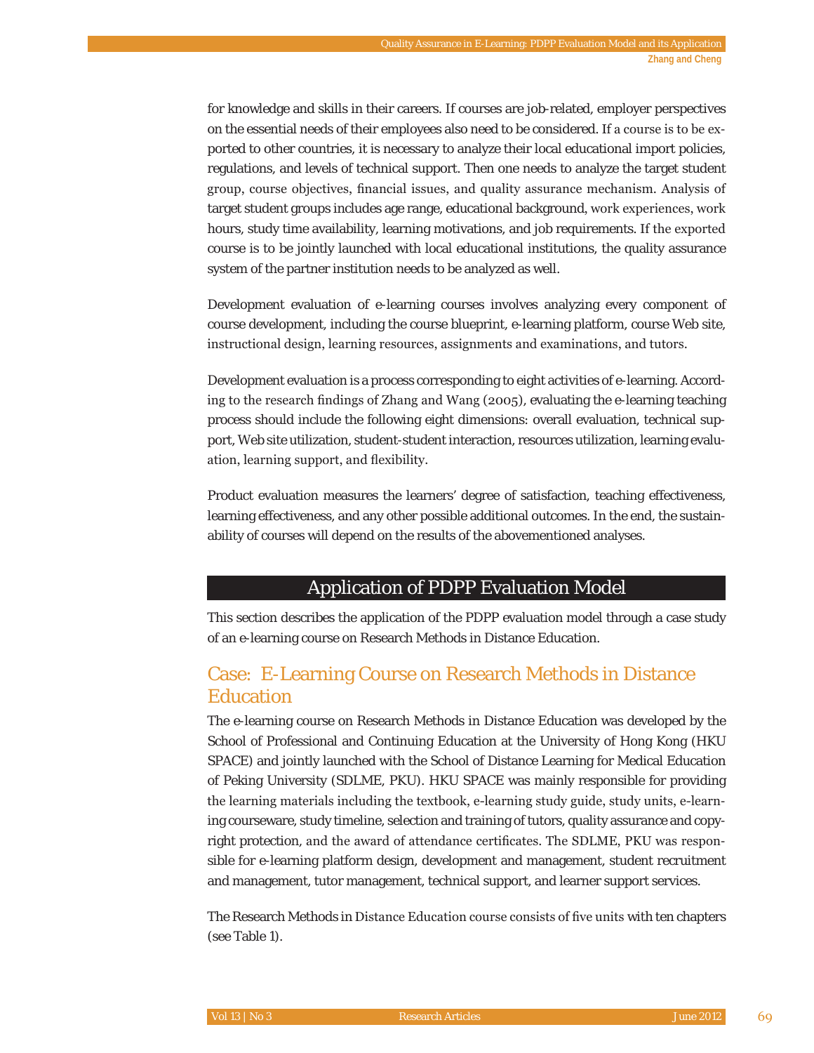for knowledge and skills in their careers. If courses are job-related, employer perspectives on the essential needs of their employees also need to be considered. If a course is to be exported to other countries, it is necessary to analyze their local educational import policies, regulations, and levels of technical support. Then one needs to analyze the target student group, course objectives, financial issues, and quality assurance mechanism. Analysis of target student groups includes age range, educational background, work experiences, work hours, study time availability, learning motivations, and job requirements. If the exported course is to be jointly launched with local educational institutions, the quality assurance system of the partner institution needs to be analyzed as well.

Development evaluation of e-learning courses involves analyzing every component of course development, including the course blueprint, e-learning platform, course Web site, instructional design, learning resources, assignments and examinations, and tutors.

Development evaluation is a process corresponding to eight activities of e-learning. According to the research findings of Zhang and Wang (2005), evaluating the e-learning teaching process should include the following eight dimensions: overall evaluation, technical support, Web site utilization, student-student interaction, resources utilization, learning evaluation, learning support, and flexibility.

Product evaluation measures the learners' degree of satisfaction, teaching effectiveness, learning effectiveness, and any other possible additional outcomes. In the end, the sustainability of courses will depend on the results of the abovementioned analyses.

## Application of PDPP Evaluation Model

This section describes the application of the PDPP evaluation model through a case study of an e-learning course on Research Methods in Distance Education.

### Case: E-Learning Course on Research Methods in Distance Education

The e-learning course on Research Methods in Distance Education was developed by the School of Professional and Continuing Education at the University of Hong Kong (HKU SPACE) and jointly launched with the School of Distance Learning for Medical Education of Peking University (SDLME, PKU). HKU SPACE was mainly responsible for providing the learning materials including the textbook, e-learning study guide, study units, e-learning courseware, study timeline, selection and training of tutors, quality assurance and copyright protection, and the award of attendance certificates. The SDLME, PKU was responsible for e-learning platform design, development and management, student recruitment and management, tutor management, technical support, and learner support services.

The Research Methods in Distance Education course consists of five units with ten chapters (see Table 1).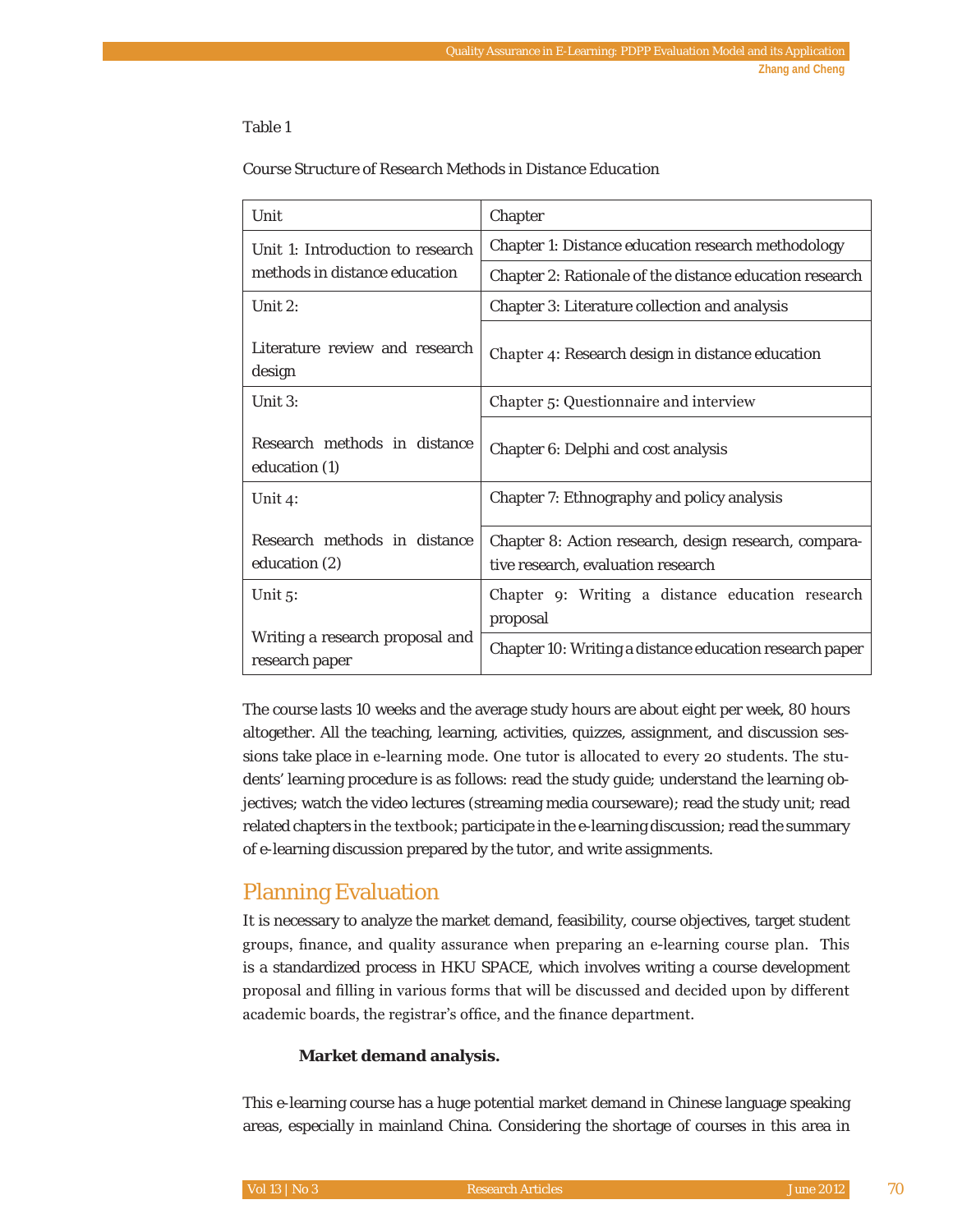Table 1

*Course Structure of Research Methods in Distance Education*

| Unit | Chapter |
|---|---|
| Unit 1: Introduction to research methods in distance education | Chapter 1: Distance education research methodology |
| | Chapter 2: Rationale of the distance education research |
| Unit 2: Literature review and research design | Chapter 3: Literature collection and analysis |
| | Chapter 4: Research design in distance education |
| Unit 3: Research methods in distance education (1) | Chapter 5: Questionnaire and interview |
| | Chapter 6: Delphi and cost analysis |
| Unit 4: Research methods in distance education (2) | Chapter 7: Ethnography and policy analysis |
| | Chapter 8: Action research, design research, comparative research, evaluation research |
| Unit 5: Writing a research proposal and research paper | Chapter 9: Writing a distance education research proposal |
| | Chapter 10: Writing a distance education research paper |

The course lasts 10 weeks and the average study hours are about eight per week, 80 hours altogether. All the teaching, learning, activities, quizzes, assignment, and discussion sessions take place in e-learning mode. One tutor is allocated to every 20 students. The students' learning procedure is as follows: read the study guide; understand the learning objectives; watch the video lectures (streaming media courseware); read the study unit; read related chapters in the textbook; participate in the e-learning discussion; read the summary of e-learning discussion prepared by the tutor, and write assignments.

## Planning Evaluation

It is necessary to analyze the market demand, feasibility, course objectives, target student groups, finance, and quality assurance when preparing an e-learning course plan. This is a standardized process in HKU SPACE, which involves writing a course development proposal and filling in various forms that will be discussed and decided upon by different academic boards, the registrar's office, and the finance department.

**Market demand analysis.**

This e-learning course has a huge potential market demand in Chinese language speaking areas, especially in mainland China. Considering the shortage of courses in this area in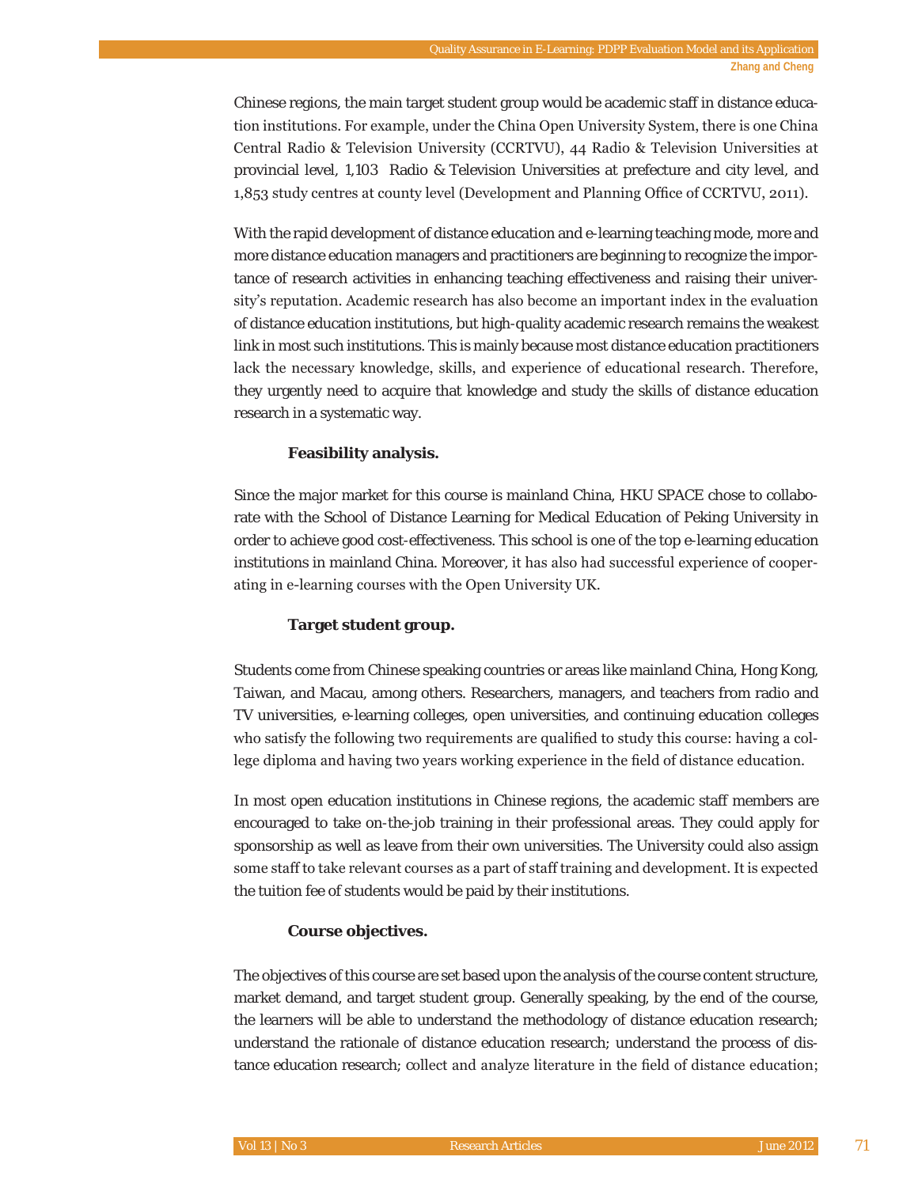Chinese regions, the main target student group would be academic staff in distance education institutions. For example, under the China Open University System, there is one China Central Radio & Television University (CCRTVU), 44 Radio & Television Universities at provincial level, 1,103 Radio & Television Universities at prefecture and city level, and 1,853 study centres at county level (Development and Planning Office of CCRTVU, 2011).

With the rapid development of distance education and e-learning teaching mode, more and more distance education managers and practitioners are beginning to recognize the importance of research activities in enhancing teaching effectiveness and raising their university's reputation. Academic research has also become an important index in the evaluation of distance education institutions, but high-quality academic research remains the weakest link in most such institutions. This is mainly because most distance education practitioners lack the necessary knowledge, skills, and experience of educational research. Therefore, they urgently need to acquire that knowledge and study the skills of distance education research in a systematic way.

**Feasibility analysis.**

Since the major market for this course is mainland China, HKU SPACE chose to collaborate with the School of Distance Learning for Medical Education of Peking University in order to achieve good cost-effectiveness. This school is one of the top e-learning education institutions in mainland China. Moreover, it has also had successful experience of cooperating in e-learning courses with the Open University UK.

**Target student group.**

Students come from Chinese speaking countries or areas like mainland China, Hong Kong, Taiwan, and Macau, among others. Researchers, managers, and teachers from radio and TV universities, e-learning colleges, open universities, and continuing education colleges who satisfy the following two requirements are qualified to study this course: having a college diploma and having two years working experience in the field of distance education.

In most open education institutions in Chinese regions, the academic staff members are encouraged to take on-the-job training in their professional areas. They could apply for sponsorship as well as leave from their own universities. The University could also assign some staff to take relevant courses as a part of staff training and development. It is expected the tuition fee of students would be paid by their institutions.

**Course objectives.**

The objectives of this course are set based upon the analysis of the course content structure, market demand, and target student group. Generally speaking, by the end of the course, the learners will be able to understand the methodology of distance education research; understand the rationale of distance education research; understand the process of distance education research; collect and analyze literature in the field of distance education;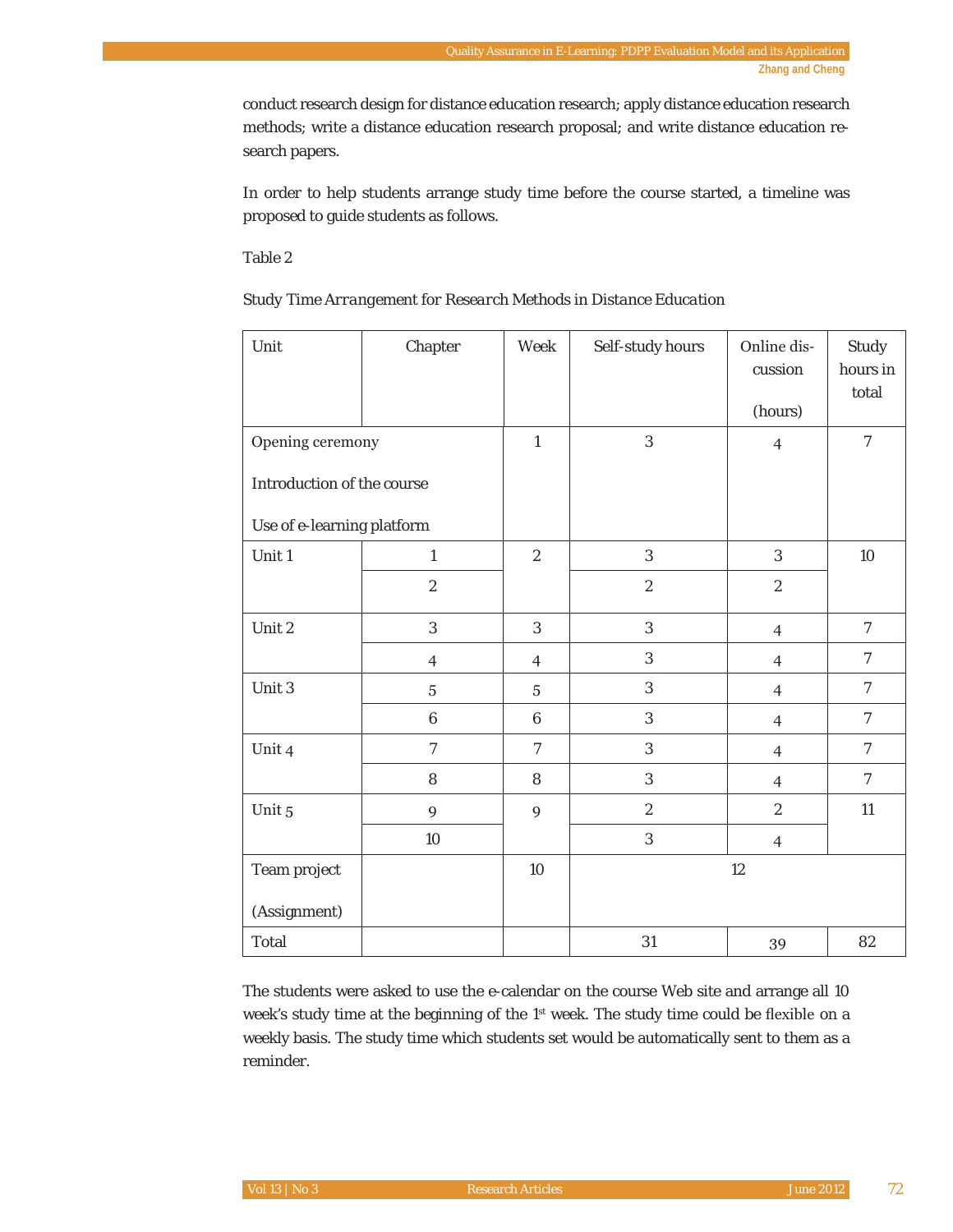conduct research design for distance education research; apply distance education research methods; write a distance education research proposal; and write distance education research papers.

In order to help students arrange study time before the course started, a timeline was proposed to guide students as follows.

Table 2

*Study Time Arrangement for Research Methods in Distance Education*

| Unit | Chapter | Week | Self-study hours | Online discussion (hours) | Study hours in total |
|---|---|---|---|---|---|
| Opening ceremony<br>Introduction of the course<br>Use of e-learning platform | | 1 | 3 | 4 | 7 |
| Unit 1 | 1 | 2 | 3 | 3 | 10 |
| | 2 | | 2 | 2 | |
| Unit 2 | 3 | 3 | 3 | 4 | 7 |
| | 4 | 4 | 3 | 4 | 7 |
| Unit 3 | 5 | 5 | 3 | 4 | 7 |
| | 6 | 6 | 3 | 4 | 7 |
| Unit 4 | 7 | 7 | 3 | 4 | 7 |
| | 8 | 8 | 3 | 4 | 7 |
| Unit 5 | 9 | 9 | 2 | 2 | 11 |
| | 10 | | 3 | 4 | |
| Team project (Assignment) | | 10 | 12 | | |
| Total | | | 31 | 39 | 82 |

The students were asked to use the e-calendar on the course Web site and arrange all 10 week's study time at the beginning of the 1st week. The study time could be flexible on a weekly basis. The study time which students set would be automatically sent to them as a reminder.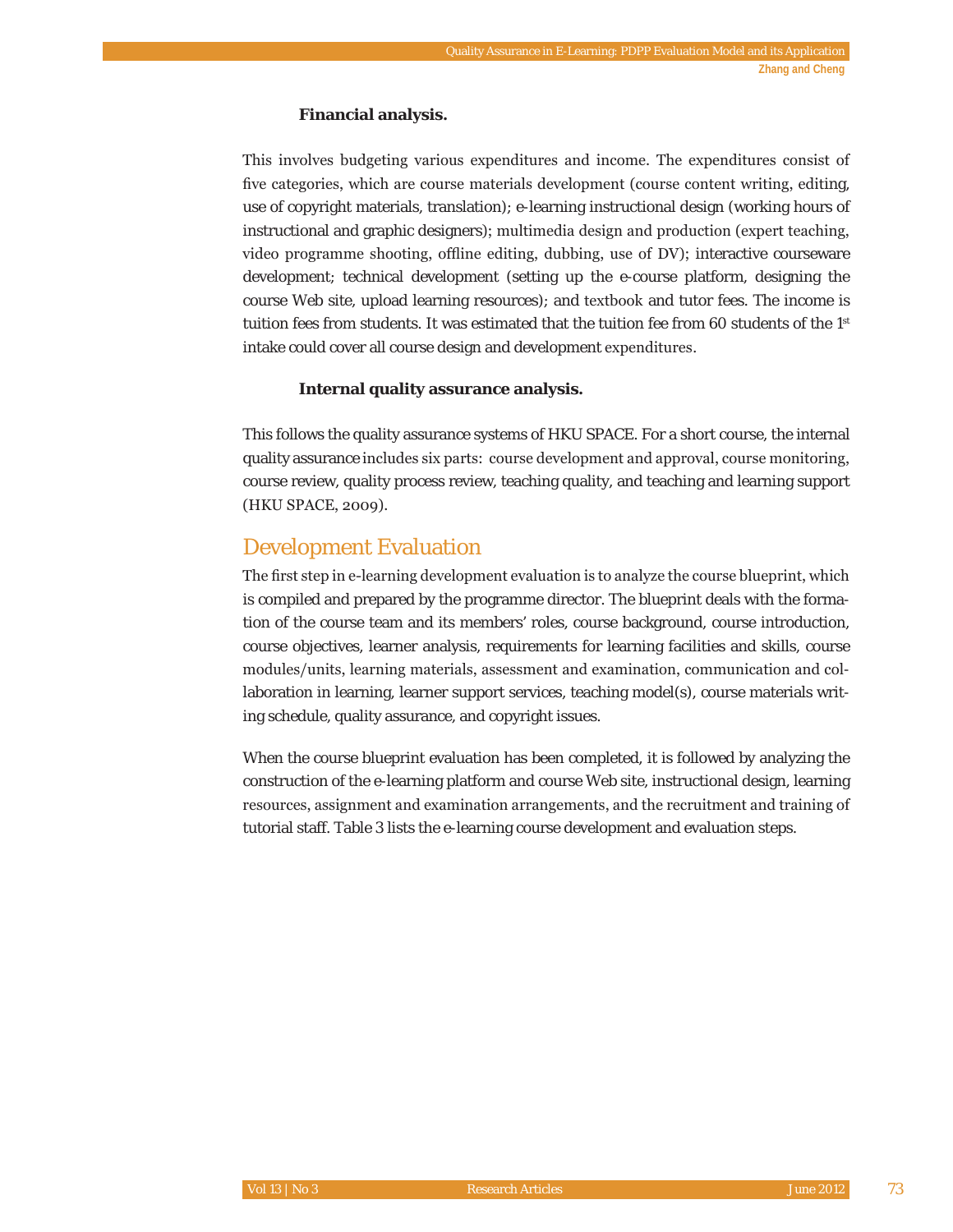#### Financial analysis.

This involves budgeting various expenditures and income. The expenditures consist of five categories, which are course materials development (course content writing, editing, use of copyright materials, translation); e-learning instructional design (working hours of instructional and graphic designers); multimedia design and production (expert teaching, video programme shooting, offline editing, dubbing, use of DV); interactive courseware development; technical development (setting up the e-course platform, designing the course Web site, upload learning resources); and textbook and tutor fees. The income is tuition fees from students. It was estimated that the tuition fee from 60 students of the 1st intake could cover all course design and development expenditures.

#### Internal quality assurance analysis.

This follows the quality assurance systems of HKU SPACE. For a short course, the internal quality assurance includes six parts: course development and approval, course monitoring, course review, quality process review, teaching quality, and teaching and learning support (HKU SPACE, 2009).

## Development Evaluation

The first step in e-learning development evaluation is to analyze the course blueprint, which is compiled and prepared by the programme director. The blueprint deals with the formation of the course team and its members' roles, course background, course introduction, course objectives, learner analysis, requirements for learning facilities and skills, course modules/units, learning materials, assessment and examination, communication and collaboration in learning, learner support services, teaching model(s), course materials writing schedule, quality assurance, and copyright issues.

When the course blueprint evaluation has been completed, it is followed by analyzing the construction of the e-learning platform and course Web site, instructional design, learning resources, assignment and examination arrangements, and the recruitment and training of tutorial staff. Table 3 lists the e-learning course development and evaluation steps.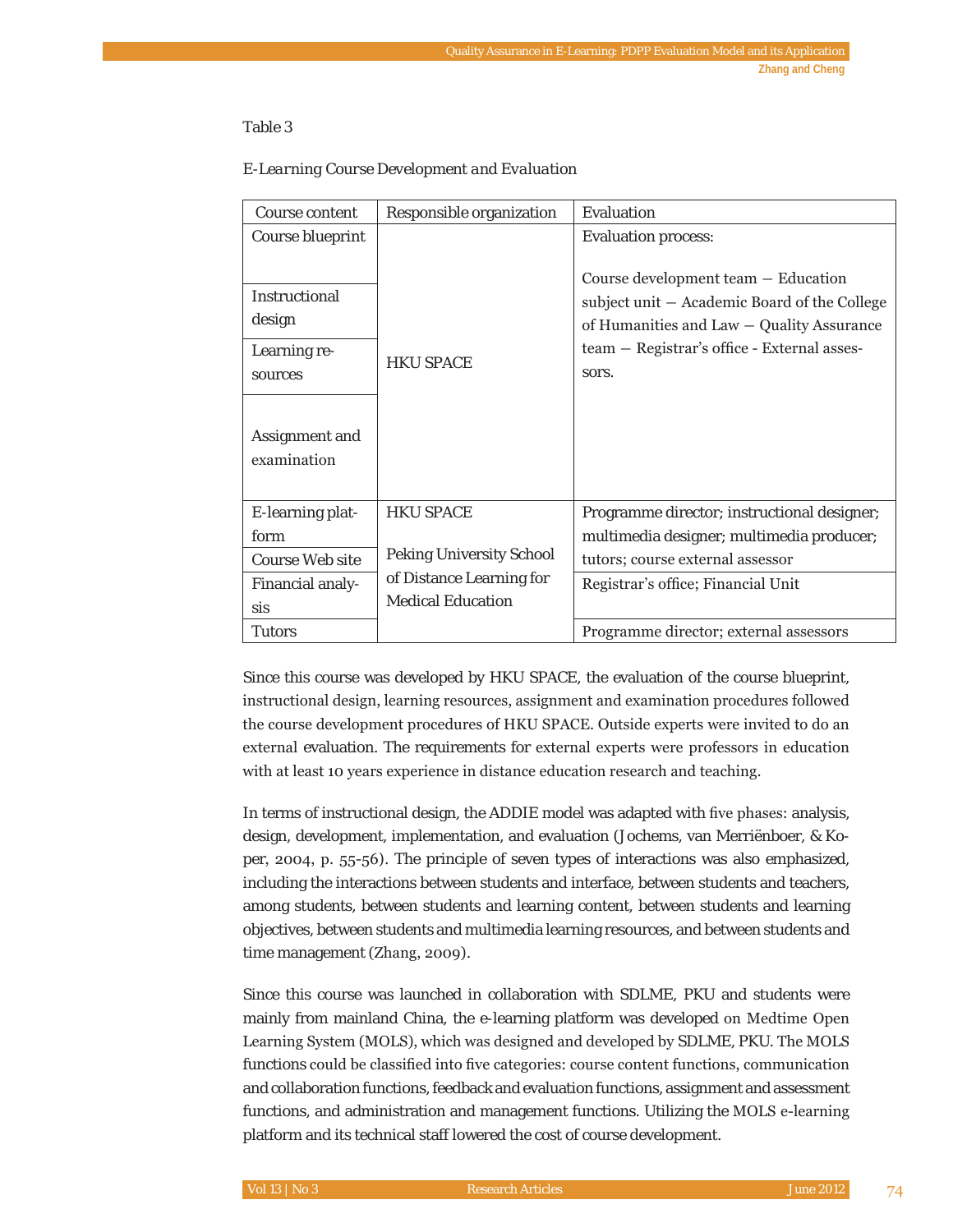Table 3

*E-Learning Course Development and Evaluation*

| Course content | Responsible organization | Evaluation |
|---|---|---|
| Course blueprint | HKU SPACE | Evaluation process: Course development team – Education subject unit – Academic Board of the College of Humanities and Law – Quality Assurance team – Registrar's office - External assessors. |
| Instructional design | | |
| Learning resources | | |
| Assignment and examination | | |
| E-learning platform | HKU SPACE<br>Peking University School of Distance Learning for Medical Education | Programme director; instructional designer; multimedia designer; multimedia producer; tutors; course external assessor |
| Course Web site | | |
| Financial analysis | | Registrar's office; Financial Unit |
| Tutors | | Programme director; external assessors |

Since this course was developed by HKU SPACE, the evaluation of the course blueprint, instructional design, learning resources, assignment and examination procedures followed the course development procedures of HKU SPACE. Outside experts were invited to do an external evaluation. The requirements for external experts were professors in education with at least 10 years experience in distance education research and teaching.

In terms of instructional design, the ADDIE model was adapted with five phases: analysis, design, development, implementation, and evaluation (Jochems, van Merriënboer, & Koper, 2004, p. 55-56). The principle of seven types of interactions was also emphasized, including the interactions between students and interface, between students and teachers, among students, between students and learning content, between students and learning objectives, between students and multimedia learning resources, and between students and time management (Zhang, 2009).

Since this course was launched in collaboration with SDLME, PKU and students were mainly from mainland China, the e-learning platform was developed on Medtime Open Learning System (MOLS), which was designed and developed by SDLME, PKU. The MOLS functions could be classified into five categories: course content functions, communication and collaboration functions, feedback and evaluation functions, assignment and assessment functions, and administration and management functions. Utilizing the MOLS e-learning platform and its technical staff lowered the cost of course development.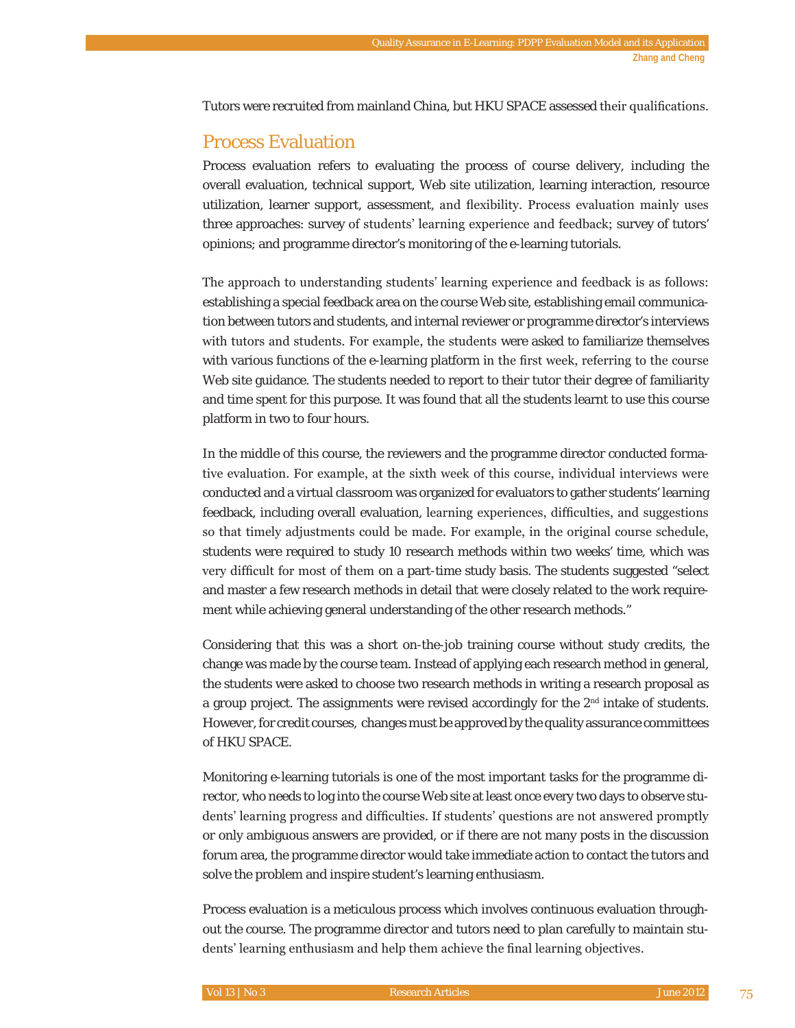Tutors were recruited from mainland China, but HKU SPACE assessed their qualifications.

## Process Evaluation

Process evaluation refers to evaluating the process of course delivery, including the overall evaluation, technical support, Web site utilization, learning interaction, resource utilization, learner support, assessment, and flexibility. Process evaluation mainly uses three approaches: survey of students' learning experience and feedback; survey of tutors' opinions; and programme director's monitoring of the e-learning tutorials.

The approach to understanding students' learning experience and feedback is as follows: establishing a special feedback area on the course Web site, establishing email communication between tutors and students, and internal reviewer or programme director's interviews with tutors and students. For example, the students were asked to familiarize themselves with various functions of the e-learning platform in the first week, referring to the course Web site guidance. The students needed to report to their tutor their degree of familiarity and time spent for this purpose. It was found that all the students learnt to use this course platform in two to four hours.

In the middle of this course, the reviewers and the programme director conducted formative evaluation. For example, at the sixth week of this course, individual interviews were conducted and a virtual classroom was organized for evaluators to gather students' learning feedback, including overall evaluation, learning experiences, difficulties, and suggestions so that timely adjustments could be made. For example, in the original course schedule, students were required to study 10 research methods within two weeks' time, which was very difficult for most of them on a part-time study basis. The students suggested "select and master a few research methods in detail that were closely related to the work requirement while achieving general understanding of the other research methods."

Considering that this was a short on-the-job training course without study credits, the change was made by the course team. Instead of applying each research method in general, the students were asked to choose two research methods in writing a research proposal as a group project. The assignments were revised accordingly for the 2nd intake of students. However, for credit courses, changes must be approved by the quality assurance committees of HKU SPACE.

Monitoring e-learning tutorials is one of the most important tasks for the programme director, who needs to log into the course Web site at least once every two days to observe students' learning progress and difficulties. If students' questions are not answered promptly or only ambiguous answers are provided, or if there are not many posts in the discussion forum area, the programme director would take immediate action to contact the tutors and solve the problem and inspire student's learning enthusiasm.

Process evaluation is a meticulous process which involves continuous evaluation throughout the course. The programme director and tutors need to plan carefully to maintain students' learning enthusiasm and help them achieve the final learning objectives.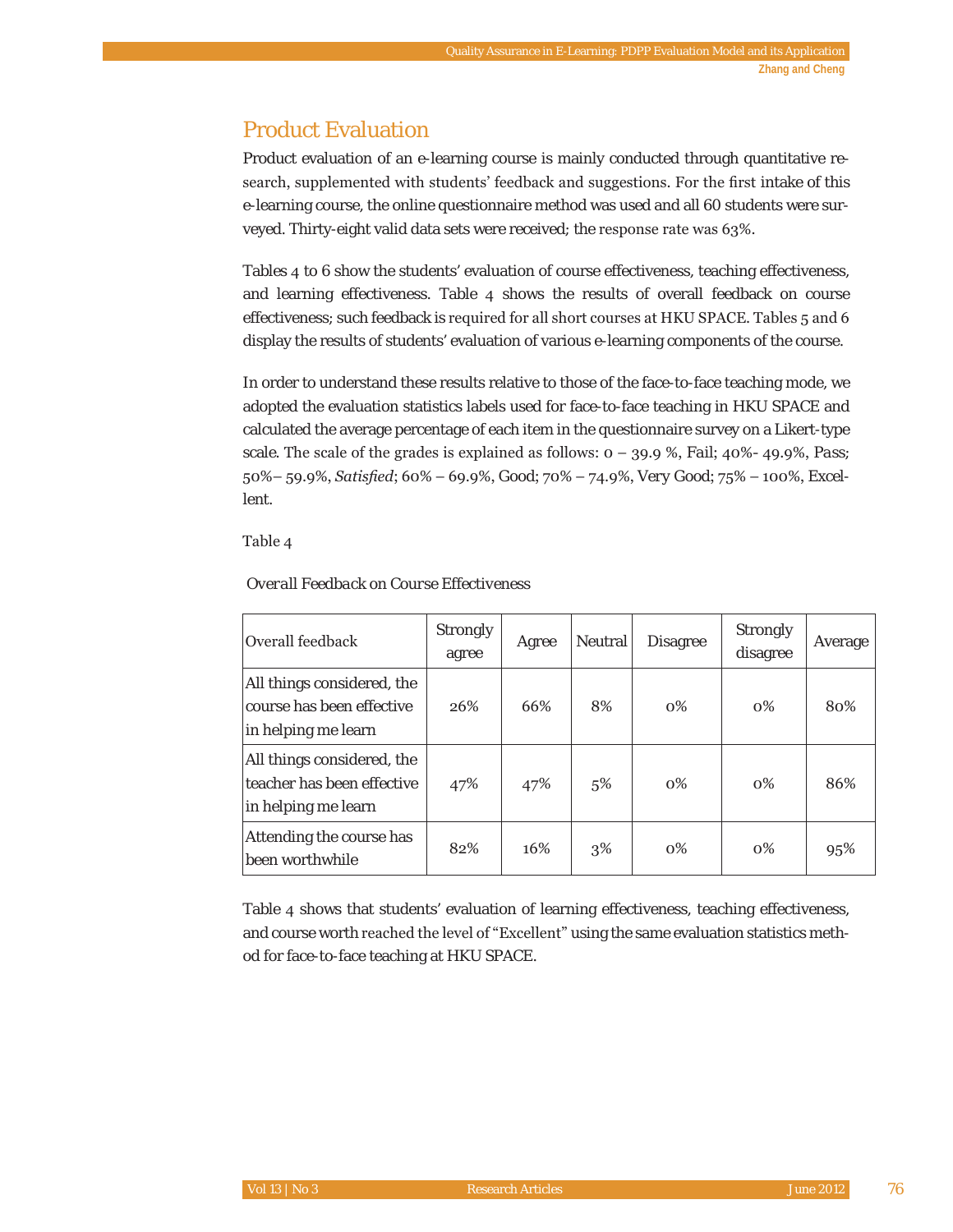## Product Evaluation

Product evaluation of an e-learning course is mainly conducted through quantitative research, supplemented with students' feedback and suggestions. For the first intake of this e-learning course, the online questionnaire method was used and all 60 students were surveyed. Thirty-eight valid data sets were received; the response rate was 63%.

Tables 4 to 6 show the students' evaluation of course effectiveness, teaching effectiveness, and learning effectiveness. Table 4 shows the results of overall feedback on course effectiveness; such feedback is required for all short courses at HKU SPACE. Tables 5 and 6 display the results of students' evaluation of various e-learning components of the course.

In order to understand these results relative to those of the face-to-face teaching mode, we adopted the evaluation statistics labels used for face-to-face teaching in HKU SPACE and calculated the average percentage of each item in the questionnaire survey on a Likert-type scale. The scale of the grades is explained as follows: 0 – 39.9 %, Fail; 40%- 49.9%, Pass; 50%– 59.9%, *Satisfied*; 60% – 69.9%, Good; 70% – 74.9%, Very Good; 75% – 100%, Excellent.

Table 4

*Overall Feedback on Course Effectiveness*

| Overall feedback | Strongly agree | Agree | Neutral | Disagree | Strongly disagree | Average |
|---|---|---|---|---|---|---|
| All things considered, the course has been effective in helping me learn | 26% | 66% | 8% | 0% | 0% | 80% |
| All things considered, the teacher has been effective in helping me learn | 47% | 47% | 5% | 0% | 0% | 86% |
| Attending the course has been worthwhile | 82% | 16% | 3% | 0% | 0% | 95% |

Table 4 shows that students' evaluation of learning effectiveness, teaching effectiveness, and course worth reached the level of "Excellent" using the same evaluation statistics method for face-to-face teaching at HKU SPACE.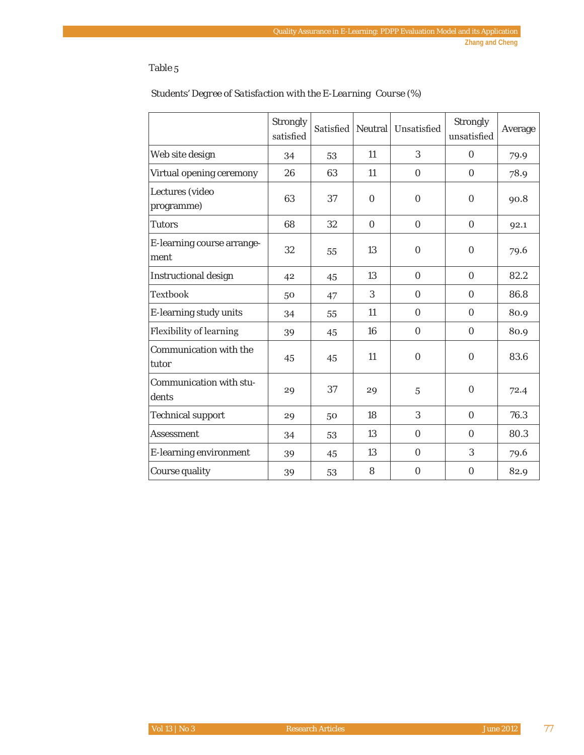Table 5

*Students' Degree of Satisfaction with the E-Learning Course (%)*

| | Strongly satisfied | Satisfied | Neutral | Unsatisfied | Strongly unsatisfied | Average |
|---|---|---|---|---|---|---|
| Web site design | 34 | 53 | 11 | 3 | 0 | 79.9 |
| Virtual opening ceremony | 26 | 63 | 11 | 0 | 0 | 78.9 |
| Lectures (video programme) | 63 | 37 | 0 | 0 | 0 | 90.8 |
| Tutors | 68 | 32 | 0 | 0 | 0 | 92.1 |
| E-learning course arrangement | 32 | 55 | 13 | 0 | 0 | 79.6 |
| Instructional design | 42 | 45 | 13 | 0 | 0 | 82.2 |
| Textbook | 50 | 47 | 3 | 0 | 0 | 86.8 |
| E-learning study units | 34 | 55 | 11 | 0 | 0 | 80.9 |
| Flexibility of learning | 39 | 45 | 16 | 0 | 0 | 80.9 |
| Communication with the tutor | 45 | 45 | 11 | 0 | 0 | 83.6 |
| Communication with students | 29 | 37 | 29 | 5 | 0 | 72.4 |
| Technical support | 29 | 50 | 18 | 3 | 0 | 76.3 |
| Assessment | 34 | 53 | 13 | 0 | 0 | 80.3 |
| E-learning environment | 39 | 45 | 13 | 0 | 3 | 79.6 |
| Course quality | 39 | 53 | 8 | 0 | 0 | 82.9 |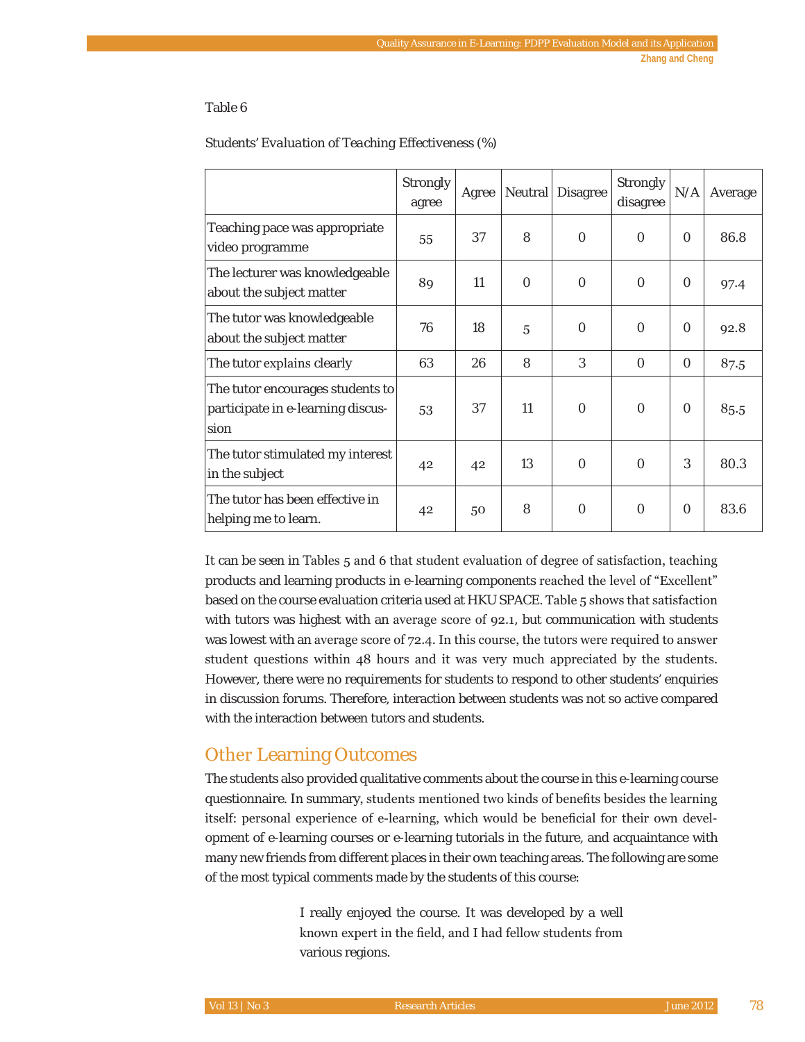Table 6

Students' Evaluation of Teaching Effectiveness (%)

| | Strongly agree | Agree | Neutral | Disagree | Strongly disagree | N/A | Average |
|---|---|---|---|---|---|---|---|
| Teaching pace was appropriate video programme | 55 | 37 | 8 | 0 | 0 | 0 | 86.8 |
| The lecturer was knowledgeable about the subject matter | 89 | 11 | 0 | 0 | 0 | 0 | 97.4 |
| The tutor was knowledgeable about the subject matter | 76 | 18 | 5 | 0 | 0 | 0 | 92.8 |
| The tutor explains clearly | 63 | 26 | 8 | 3 | 0 | 0 | 87.5 |
| The tutor encourages students to participate in e-learning discussion | 53 | 37 | 11 | 0 | 0 | 0 | 85.5 |
| The tutor stimulated my interest in the subject | 42 | 42 | 13 | 0 | 0 | 3 | 80.3 |
| The tutor has been effective in helping me to learn. | 42 | 50 | 8 | 0 | 0 | 0 | 83.6 |

It can be seen in Tables 5 and 6 that student evaluation of degree of satisfaction, teaching products and learning products in e-learning components reached the level of "Excellent" based on the course evaluation criteria used at HKU SPACE. Table 5 shows that satisfaction with tutors was highest with an average score of 92.1, but communication with students was lowest with an average score of 72.4. In this course, the tutors were required to answer student questions within 48 hours and it was very much appreciated by the students. However, there were no requirements for students to respond to other students' enquiries in discussion forums. Therefore, interaction between students was not so active compared with the interaction between tutors and students.

## Other Learning Outcomes

The students also provided qualitative comments about the course in this e-learning course questionnaire. In summary, students mentioned two kinds of benefits besides the learning itself: personal experience of e-learning, which would be beneficial for their own development of e-learning courses or e-learning tutorials in the future, and acquaintance with many new friends from different places in their own teaching areas. The following are some of the most typical comments made by the students of this course:

> I really enjoyed the course. It was developed by a well known expert in the field, and I had fellow students from various regions.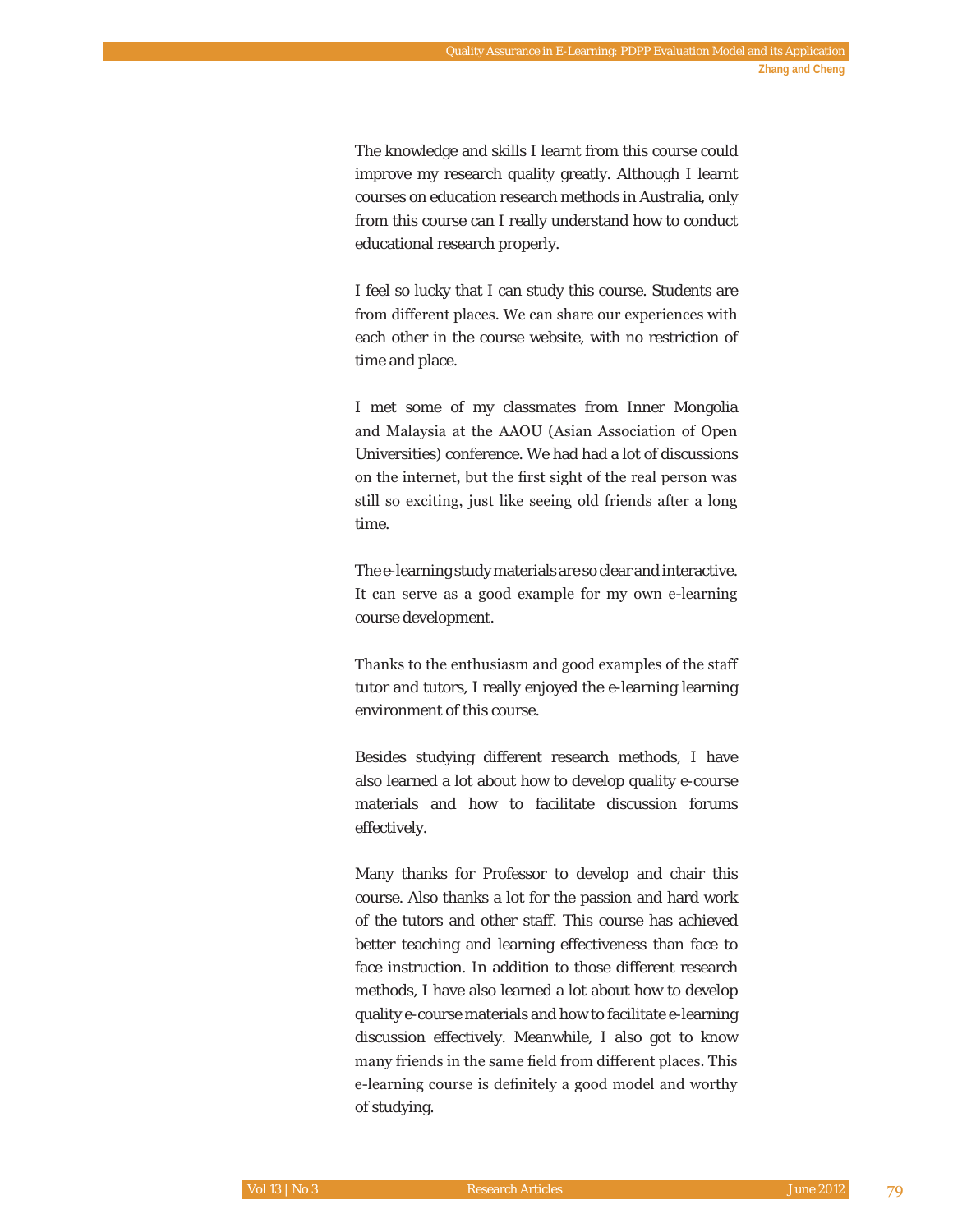The knowledge and skills I learnt from this course could improve my research quality greatly. Although I learnt courses on education research methods in Australia, only from this course can I really understand how to conduct educational research properly.

I feel so lucky that I can study this course. Students are from different places. We can share our experiences with each other in the course website, with no restriction of time and place.

I met some of my classmates from Inner Mongolia and Malaysia at the AAOU (Asian Association of Open Universities) conference. We had had a lot of discussions on the internet, but the first sight of the real person was still so exciting, just like seeing old friends after a long time.

The e-learning study materials are so clear and interactive. It can serve as a good example for my own e-learning course development.

Thanks to the enthusiasm and good examples of the staff tutor and tutors, I really enjoyed the e-learning learning environment of this course.

Besides studying different research methods, I have also learned a lot about how to develop quality e-course materials and how to facilitate discussion forums effectively.

Many thanks for Professor to develop and chair this course. Also thanks a lot for the passion and hard work of the tutors and other staff. This course has achieved better teaching and learning effectiveness than face to face instruction. In addition to those different research methods, I have also learned a lot about how to develop quality e-course materials and how to facilitate e-learning discussion effectively. Meanwhile, I also got to know many friends in the same field from different places. This e-learning course is definitely a good model and worthy of studying.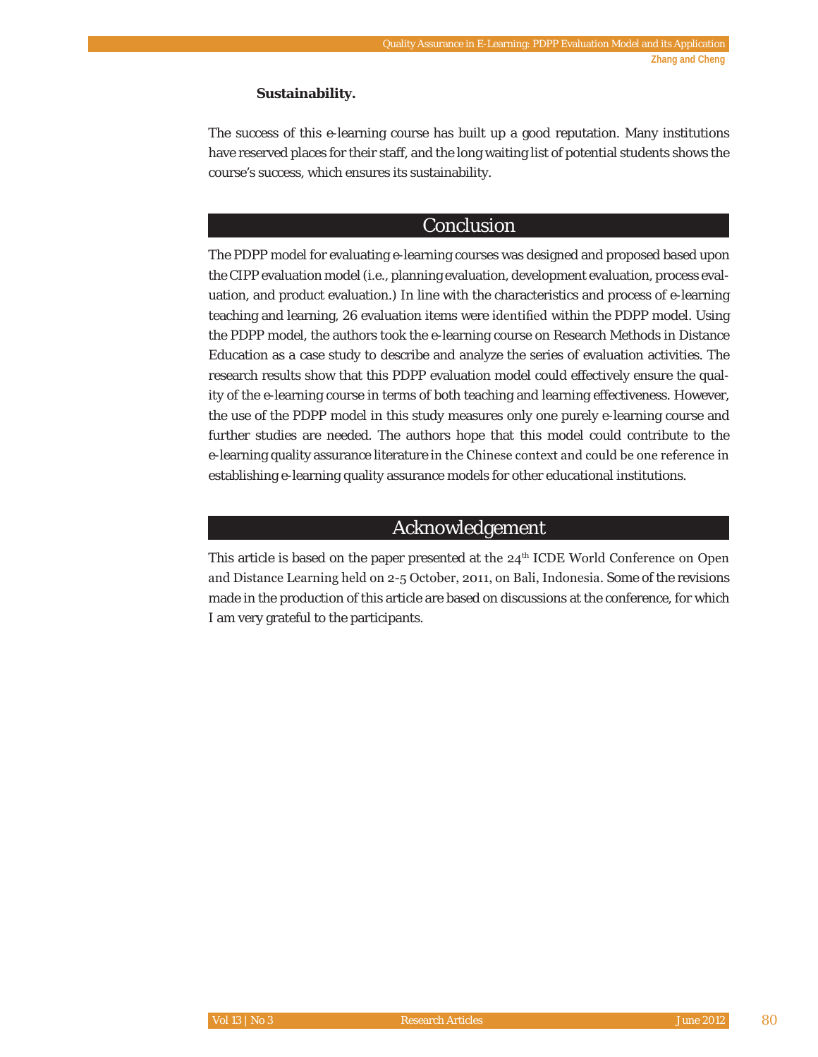### Sustainability.

The success of this e-learning course has built up a good reputation. Many institutions have reserved places for their staff, and the long waiting list of potential students shows the course's success, which ensures its sustainability.

## Conclusion

The PDPP model for evaluating e-learning courses was designed and proposed based upon the CIPP evaluation model (i.e., planning evaluation, development evaluation, process evaluation, and product evaluation.) In line with the characteristics and process of e-learning teaching and learning, 26 evaluation items were identified within the PDPP model. Using the PDPP model, the authors took the e-learning course on Research Methods in Distance Education as a case study to describe and analyze the series of evaluation activities. The research results show that this PDPP evaluation model could effectively ensure the quality of the e-learning course in terms of both teaching and learning effectiveness. However, the use of the PDPP model in this study measures only one purely e-learning course and further studies are needed. The authors hope that this model could contribute to the e-learning quality assurance literature in the Chinese context and could be one reference in establishing e-learning quality assurance models for other educational institutions.

## Acknowledgement

This article is based on the paper presented at the 24th ICDE World Conference on Open and Distance Learning held on 2-5 October, 2011, on Bali, Indonesia. Some of the revisions made in the production of this article are based on discussions at the conference, for which I am very grateful to the participants.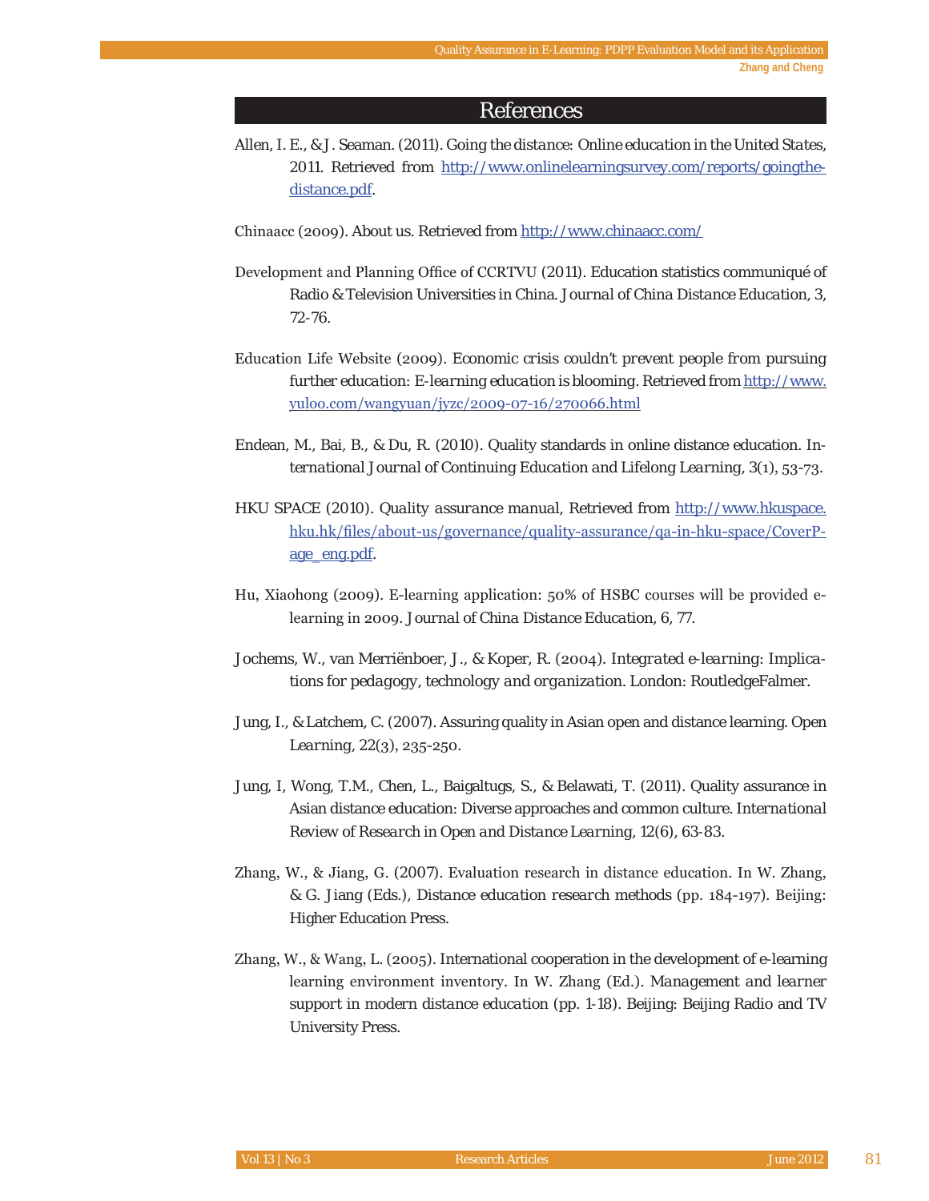## References

Allen, I. E., & J. Seaman. (2011). Going the distance: Online education in the United States, 2011. Retrieved from http://www.onlinelearningsurvey.com/reports/goingthe-distance.pdf.

Chinaacc (2009). About us. Retrieved from http://www.chinaacc.com/

Development and Planning Office of CCRTVU (2011). Education statistics communiqué of Radio & Television Universities in China. *Journal of China Distance Education*, 3, 72-76.

Education Life Website (2009). Economic crisis couldn't prevent people from pursuing further education: E-learning education is blooming. Retrieved from http://www.yuloo.com/wangyuan/jyzc/2009-07-16/270066.html

Endean, M., Bai, B., & Du, R. (2010). Quality standards in online distance education. *International Journal of Continuing Education and Lifelong Learning*, 3(1), 53-73.

HKU SPACE (2010). Quality assurance manual, Retrieved from http://www.hkuspace.hku.hk/files/about-us/governance/quality-assurance/qa-in-hku-space/CoverPage_eng.pdf.

Hu, Xiaohong (2009). E-learning application: 50% of HSBC courses will be provided e-learning in 2009. *Journal of China Distance Education*, 6, 77.

Jochems, W., van Merriënboer, J., & Koper, R. (2004). *Integrated e-learning: Implications for pedagogy, technology and organization*. London: RoutledgeFalmer.

Jung, I., & Latchem, C. (2007). Assuring quality in Asian open and distance learning. *Open Learning*, 22(3), 235-250.

Jung, I, Wong, T.M., Chen, L., Baigaltugs, S., & Belawati, T. (2011). Quality assurance in Asian distance education: Diverse approaches and common culture. *International Review of Research in Open and Distance Learning*, 12(6), 63-83.

Zhang, W., & Jiang, G. (2007). Evaluation research in distance education. In W. Zhang, & G. Jiang (Eds.), *Distance education research methods* (pp. 184-197). Beijing: Higher Education Press.

Zhang, W., & Wang, L. (2005). International cooperation in the development of e-learning learning environment inventory. In W. Zhang (Ed.). *Management and learner support in modern distance education* (pp. 1-18). Beijing: Beijing Radio and TV University Press.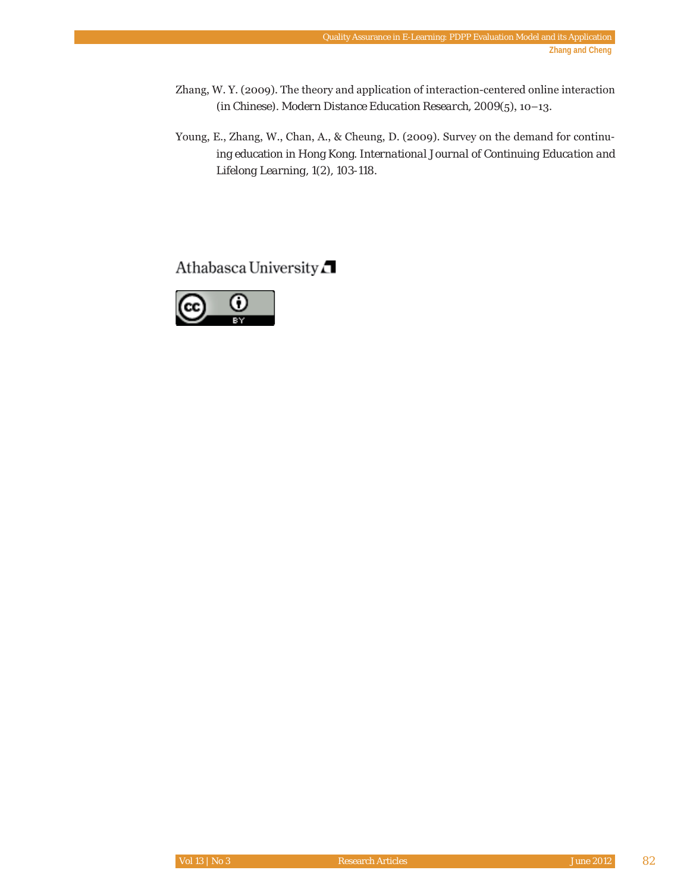Zhang, W. Y. (2009). The theory and application of interaction-centered online interaction (in Chinese). *Modern Distance Education Research, 2009*(5), 10–13.

Young, E., Zhang, W., Chan, A., & Cheung, D. (2009). Survey on the demand for continuing education in Hong Kong. *International Journal of Continuing Education and Lifelong Learning, 1*(2), 103-118.

Athabasca University